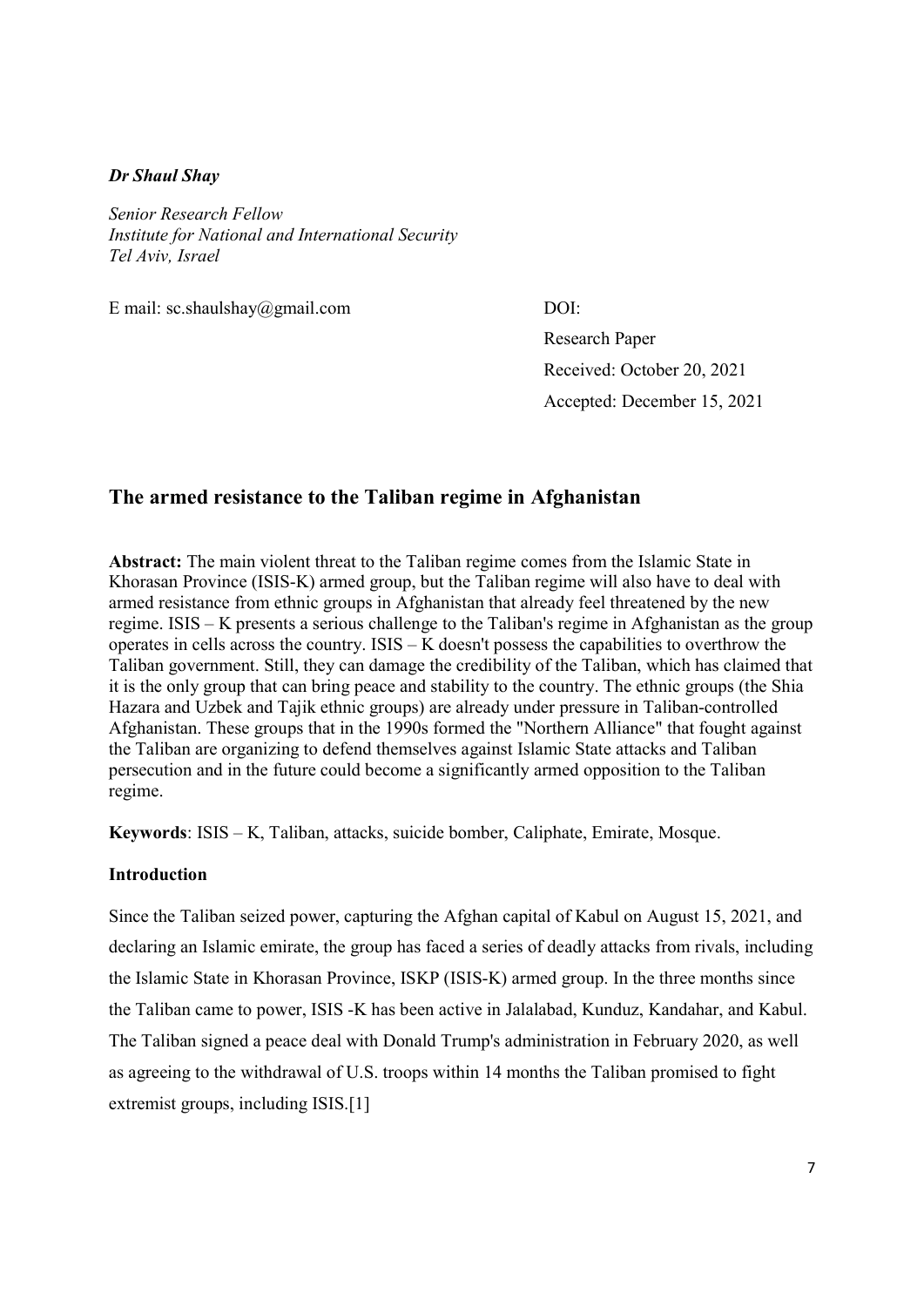***Dr Shaul Shay***

*Senior Research Fellow*
*Institute for National and International Security*
*Tel Aviv, Israel*

E mail: sc.shaulshay@gmail.com

DOI:
Research Paper
Received: October 20, 2021
Accepted: December 15, 2021

# The armed resistance to the Taliban regime in Afghanistan

**Abstract:** The main violent threat to the Taliban regime comes from the Islamic State in Khorasan Province (ISIS-K) armed group, but the Taliban regime will also have to deal with armed resistance from ethnic groups in Afghanistan that already feel threatened by the new regime. ISIS – K presents a serious challenge to the Taliban's regime in Afghanistan as the group operates in cells across the country. ISIS – K doesn't possess the capabilities to overthrow the Taliban government. Still, they can damage the credibility of the Taliban, which has claimed that it is the only group that can bring peace and stability to the country. The ethnic groups (the Shia Hazara and Uzbek and Tajik ethnic groups) are already under pressure in Taliban-controlled Afghanistan. These groups that in the 1990s formed the "Northern Alliance" that fought against the Taliban are organizing to defend themselves against Islamic State attacks and Taliban persecution and in the future could become a significantly armed opposition to the Taliban regime.

**Keywords**: ISIS – K, Taliban, attacks, suicide bomber, Caliphate, Emirate, Mosque.

## Introduction

Since the Taliban seized power, capturing the Afghan capital of Kabul on August 15, 2021, and declaring an Islamic emirate, the group has faced a series of deadly attacks from rivals, including the Islamic State in Khorasan Province, ISKP (ISIS-K) armed group. In the three months since the Taliban came to power, ISIS -K has been active in Jalalabad, Kunduz, Kandahar, and Kabul. The Taliban signed a peace deal with Donald Trump's administration in February 2020, as well as agreeing to the withdrawal of U.S. troops within 14 months the Taliban promised to fight extremist groups, including ISIS.[1]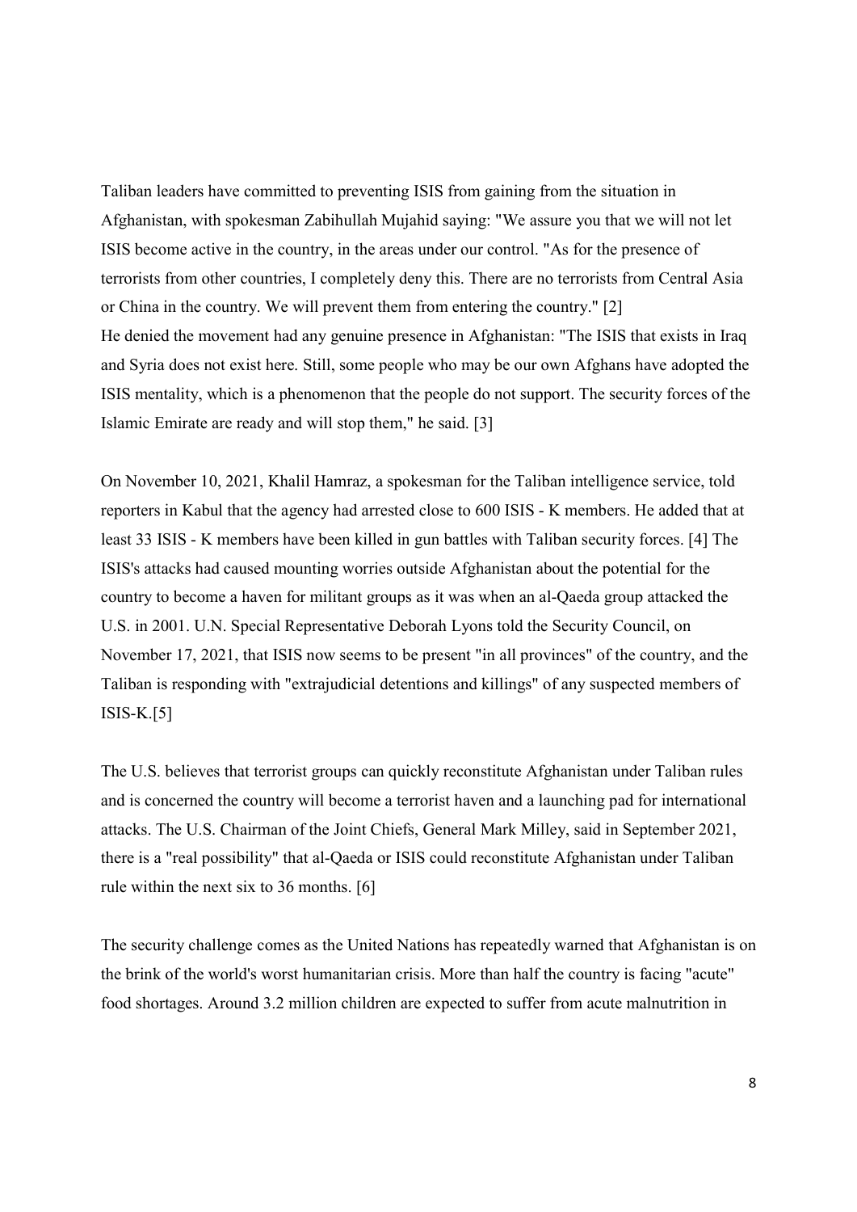Taliban leaders have committed to preventing ISIS from gaining from the situation in Afghanistan, with spokesman Zabihullah Mujahid saying: "We assure you that we will not let ISIS become active in the country, in the areas under our control. "As for the presence of terrorists from other countries, I completely deny this. There are no terrorists from Central Asia or China in the country. We will prevent them from entering the country." [2]
He denied the movement had any genuine presence in Afghanistan: "The ISIS that exists in Iraq and Syria does not exist here. Still, some people who may be our own Afghans have adopted the ISIS mentality, which is a phenomenon that the people do not support. The security forces of the Islamic Emirate are ready and will stop them," he said. [3]

On November 10, 2021, Khalil Hamraz, a spokesman for the Taliban intelligence service, told reporters in Kabul that the agency had arrested close to 600 ISIS - K members. He added that at least 33 ISIS - K members have been killed in gun battles with Taliban security forces. [4] The ISIS's attacks had caused mounting worries outside Afghanistan about the potential for the country to become a haven for militant groups as it was when an al-Qaeda group attacked the U.S. in 2001. U.N. Special Representative Deborah Lyons told the Security Council, on November 17, 2021, that ISIS now seems to be present "in all provinces" of the country, and the Taliban is responding with "extrajudicial detentions and killings" of any suspected members of ISIS-K.[5]

The U.S. believes that terrorist groups can quickly reconstitute Afghanistan under Taliban rules and is concerned the country will become a terrorist haven and a launching pad for international attacks. The U.S. Chairman of the Joint Chiefs, General Mark Milley, said in September 2021, there is a "real possibility" that al-Qaeda or ISIS could reconstitute Afghanistan under Taliban rule within the next six to 36 months. [6]

The security challenge comes as the United Nations has repeatedly warned that Afghanistan is on the brink of the world's worst humanitarian crisis. More than half the country is facing "acute" food shortages. Around 3.2 million children are expected to suffer from acute malnutrition in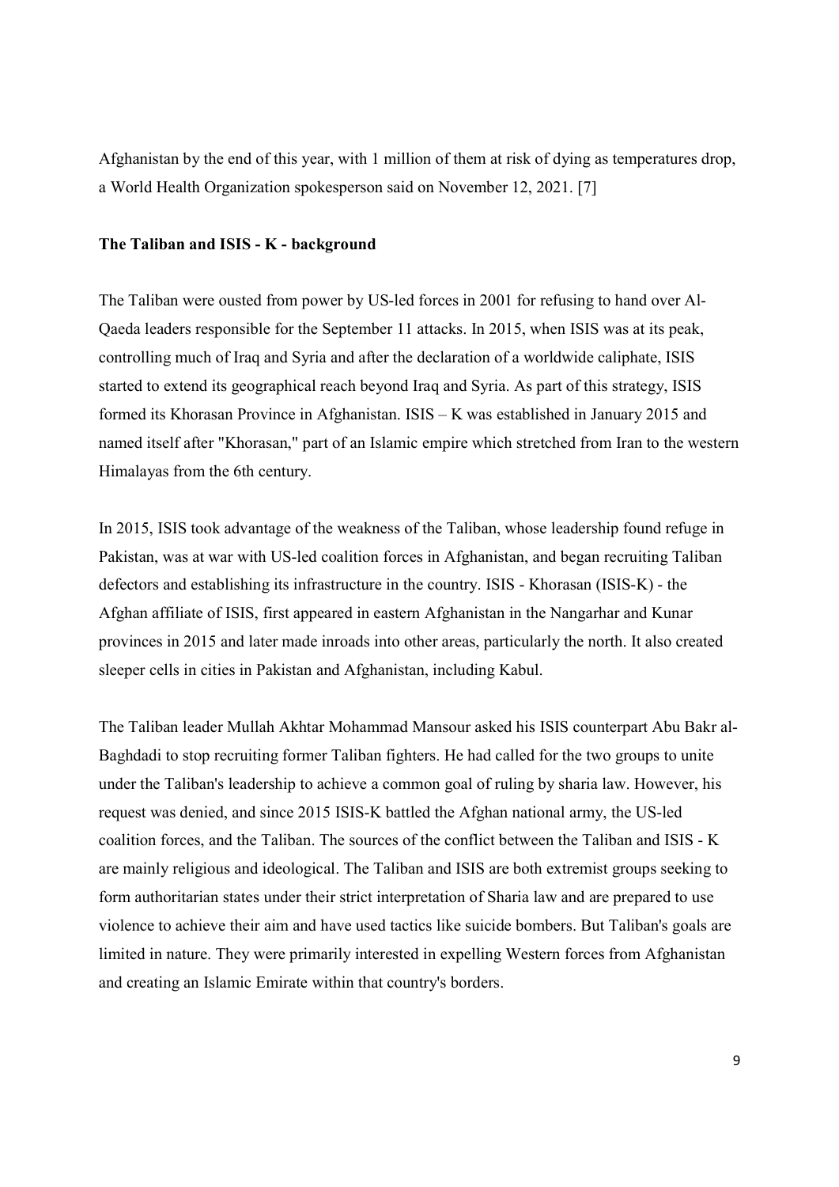Afghanistan by the end of this year, with 1 million of them at risk of dying as temperatures drop, a World Health Organization spokesperson said on November 12, 2021. [7]

**The Taliban and ISIS - K - background**

The Taliban were ousted from power by US-led forces in 2001 for refusing to hand over Al-Qaeda leaders responsible for the September 11 attacks. In 2015, when ISIS was at its peak, controlling much of Iraq and Syria and after the declaration of a worldwide caliphate, ISIS started to extend its geographical reach beyond Iraq and Syria. As part of this strategy, ISIS formed its Khorasan Province in Afghanistan. ISIS – K was established in January 2015 and named itself after "Khorasan," part of an Islamic empire which stretched from Iran to the western Himalayas from the 6th century.

In 2015, ISIS took advantage of the weakness of the Taliban, whose leadership found refuge in Pakistan, was at war with US-led coalition forces in Afghanistan, and began recruiting Taliban defectors and establishing its infrastructure in the country. ISIS - Khorasan (ISIS-K) - the Afghan affiliate of ISIS, first appeared in eastern Afghanistan in the Nangarhar and Kunar provinces in 2015 and later made inroads into other areas, particularly the north. It also created sleeper cells in cities in Pakistan and Afghanistan, including Kabul.

The Taliban leader Mullah Akhtar Mohammad Mansour asked his ISIS counterpart Abu Bakr al-Baghdadi to stop recruiting former Taliban fighters. He had called for the two groups to unite under the Taliban's leadership to achieve a common goal of ruling by sharia law. However, his request was denied, and since 2015 ISIS-K battled the Afghan national army, the US-led coalition forces, and the Taliban. The sources of the conflict between the Taliban and ISIS - K are mainly religious and ideological. The Taliban and ISIS are both extremist groups seeking to form authoritarian states under their strict interpretation of Sharia law and are prepared to use violence to achieve their aim and have used tactics like suicide bombers. But Taliban's goals are limited in nature. They were primarily interested in expelling Western forces from Afghanistan and creating an Islamic Emirate within that country's borders.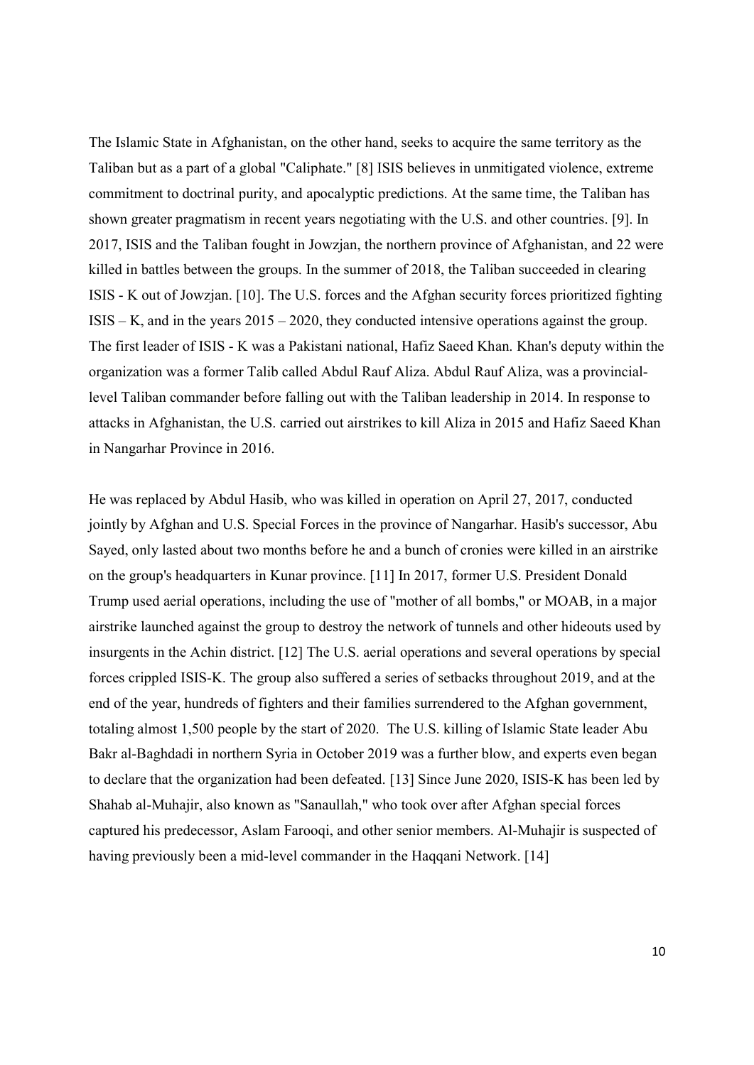The Islamic State in Afghanistan, on the other hand, seeks to acquire the same territory as the Taliban but as a part of a global "Caliphate." [8] ISIS believes in unmitigated violence, extreme commitment to doctrinal purity, and apocalyptic predictions. At the same time, the Taliban has shown greater pragmatism in recent years negotiating with the U.S. and other countries. [9]. In 2017, ISIS and the Taliban fought in Jowzjan, the northern province of Afghanistan, and 22 were killed in battles between the groups. In the summer of 2018, the Taliban succeeded in clearing ISIS - K out of Jowzjan. [10]. The U.S. forces and the Afghan security forces prioritized fighting ISIS – K, and in the years 2015 – 2020, they conducted intensive operations against the group. The first leader of ISIS - K was a Pakistani national, Hafiz Saeed Khan. Khan's deputy within the organization was a former Talib called Abdul Rauf Aliza. Abdul Rauf Aliza, was a provincial-level Taliban commander before falling out with the Taliban leadership in 2014. In response to attacks in Afghanistan, the U.S. carried out airstrikes to kill Aliza in 2015 and Hafiz Saeed Khan in Nangarhar Province in 2016.

He was replaced by Abdul Hasib, who was killed in operation on April 27, 2017, conducted jointly by Afghan and U.S. Special Forces in the province of Nangarhar. Hasib's successor, Abu Sayed, only lasted about two months before he and a bunch of cronies were killed in an airstrike on the group's headquarters in Kunar province. [11] In 2017, former U.S. President Donald Trump used aerial operations, including the use of "mother of all bombs," or MOAB, in a major airstrike launched against the group to destroy the network of tunnels and other hideouts used by insurgents in the Achin district. [12] The U.S. aerial operations and several operations by special forces crippled ISIS-K. The group also suffered a series of setbacks throughout 2019, and at the end of the year, hundreds of fighters and their families surrendered to the Afghan government, totaling almost 1,500 people by the start of 2020. The U.S. killing of Islamic State leader Abu Bakr al-Baghdadi in northern Syria in October 2019 was a further blow, and experts even began to declare that the organization had been defeated. [13] Since June 2020, ISIS-K has been led by Shahab al-Muhajir, also known as "Sanaullah," who took over after Afghan special forces captured his predecessor, Aslam Farooqi, and other senior members. Al-Muhajir is suspected of having previously been a mid-level commander in the Haqqani Network. [14]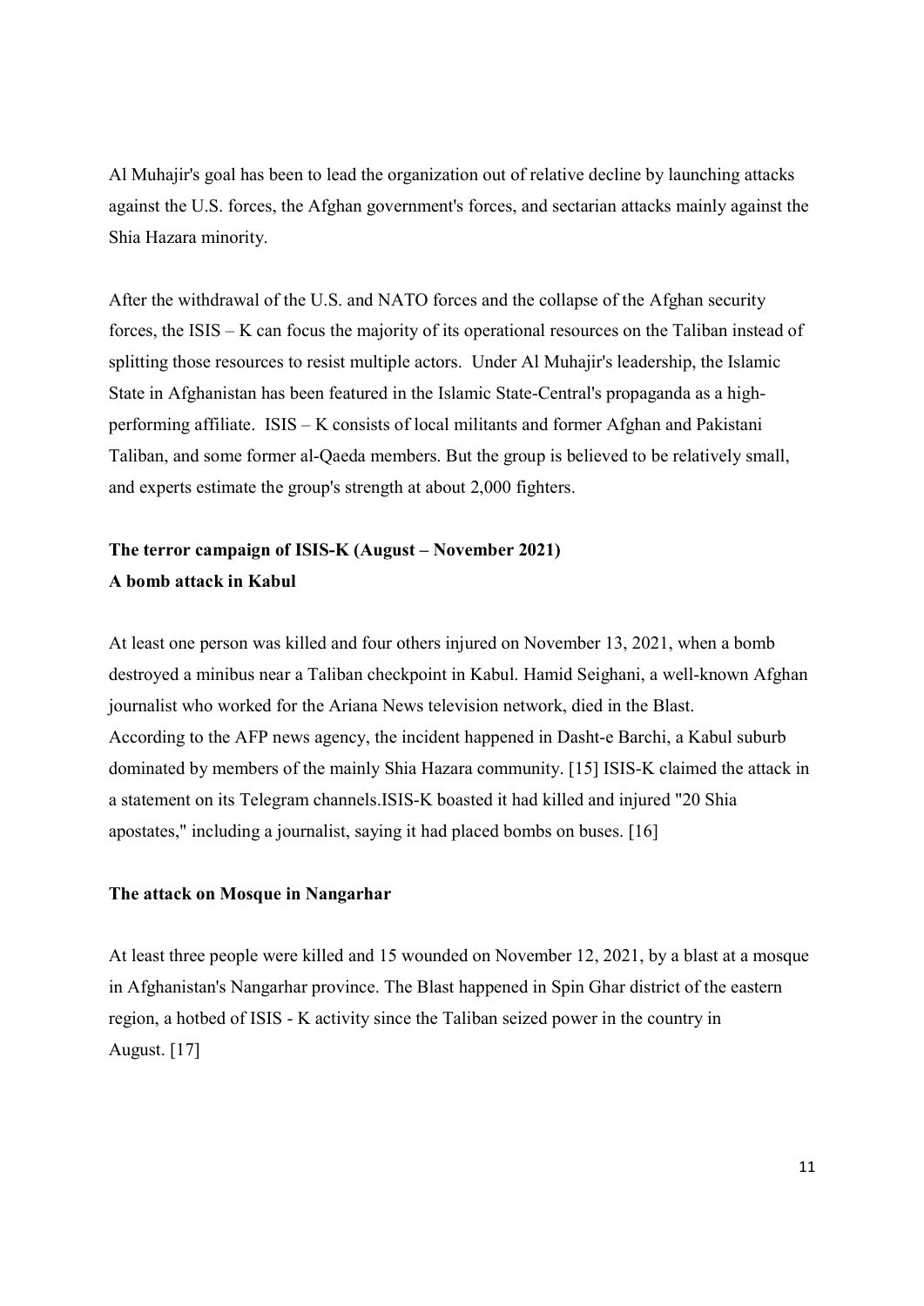Al Muhajir's goal has been to lead the organization out of relative decline by launching attacks against the U.S. forces, the Afghan government's forces, and sectarian attacks mainly against the Shia Hazara minority.

After the withdrawal of the U.S. and NATO forces and the collapse of the Afghan security forces, the ISIS – K can focus the majority of its operational resources on the Taliban instead of splitting those resources to resist multiple actors. Under Al Muhajir's leadership, the Islamic State in Afghanistan has been featured in the Islamic State-Central's propaganda as a high-performing affiliate. ISIS – K consists of local militants and former Afghan and Pakistani Taliban, and some former al-Qaeda members. But the group is believed to be relatively small, and experts estimate the group's strength at about 2,000 fighters.

### The terror campaign of ISIS-K (August – November 2021)

### A bomb attack in Kabul

At least one person was killed and four others injured on November 13, 2021, when a bomb destroyed a minibus near a Taliban checkpoint in Kabul. Hamid Seighani, a well-known Afghan journalist who worked for the Ariana News television network, died in the Blast.
According to the AFP news agency, the incident happened in Dasht-e Barchi, a Kabul suburb dominated by members of the mainly Shia Hazara community. [15] ISIS-K claimed the attack in a statement on its Telegram channels.ISIS-K boasted it had killed and injured "20 Shia apostates," including a journalist, saying it had placed bombs on buses. [16]

### The attack on Mosque in Nangarhar

At least three people were killed and 15 wounded on November 12, 2021, by a blast at a mosque in Afghanistan's Nangarhar province. The Blast happened in Spin Ghar district of the eastern region, a hotbed of ISIS - K activity since the Taliban seized power in the country in August. [17]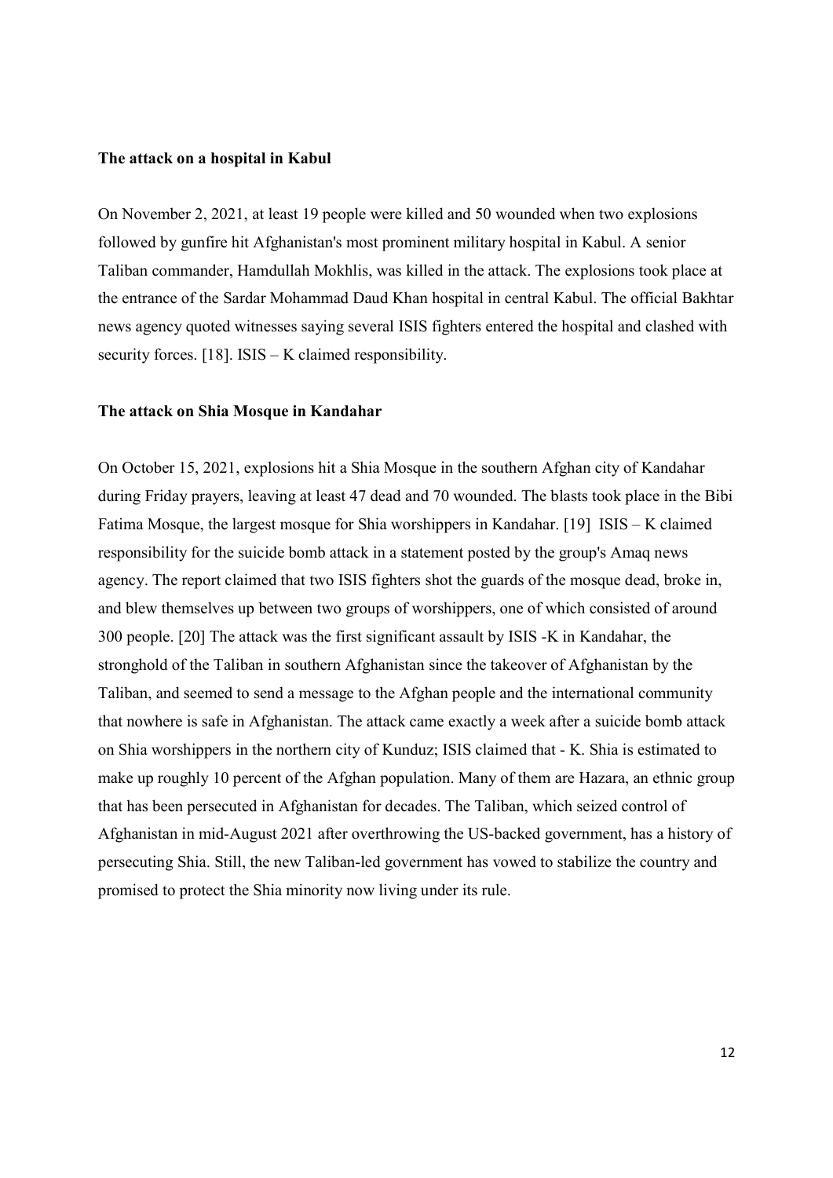### The attack on a hospital in Kabul

On November 2, 2021, at least 19 people were killed and 50 wounded when two explosions followed by gunfire hit Afghanistan's most prominent military hospital in Kabul. A senior Taliban commander, Hamdullah Mokhlis, was killed in the attack. The explosions took place at the entrance of the Sardar Mohammad Daud Khan hospital in central Kabul. The official Bakhtar news agency quoted witnesses saying several ISIS fighters entered the hospital and clashed with security forces. [18]. ISIS – K claimed responsibility.

### The attack on Shia Mosque in Kandahar

On October 15, 2021, explosions hit a Shia Mosque in the southern Afghan city of Kandahar during Friday prayers, leaving at least 47 dead and 70 wounded. The blasts took place in the Bibi Fatima Mosque, the largest mosque for Shia worshippers in Kandahar. [19] ISIS – K claimed responsibility for the suicide bomb attack in a statement posted by the group's Amaq news agency. The report claimed that two ISIS fighters shot the guards of the mosque dead, broke in, and blew themselves up between two groups of worshippers, one of which consisted of around 300 people. [20] The attack was the first significant assault by ISIS -K in Kandahar, the stronghold of the Taliban in southern Afghanistan since the takeover of Afghanistan by the Taliban, and seemed to send a message to the Afghan people and the international community that nowhere is safe in Afghanistan. The attack came exactly a week after a suicide bomb attack on Shia worshippers in the northern city of Kunduz; ISIS claimed that - K. Shia is estimated to make up roughly 10 percent of the Afghan population. Many of them are Hazara, an ethnic group that has been persecuted in Afghanistan for decades. The Taliban, which seized control of Afghanistan in mid-August 2021 after overthrowing the US-backed government, has a history of persecuting Shia. Still, the new Taliban-led government has vowed to stabilize the country and promised to protect the Shia minority now living under its rule.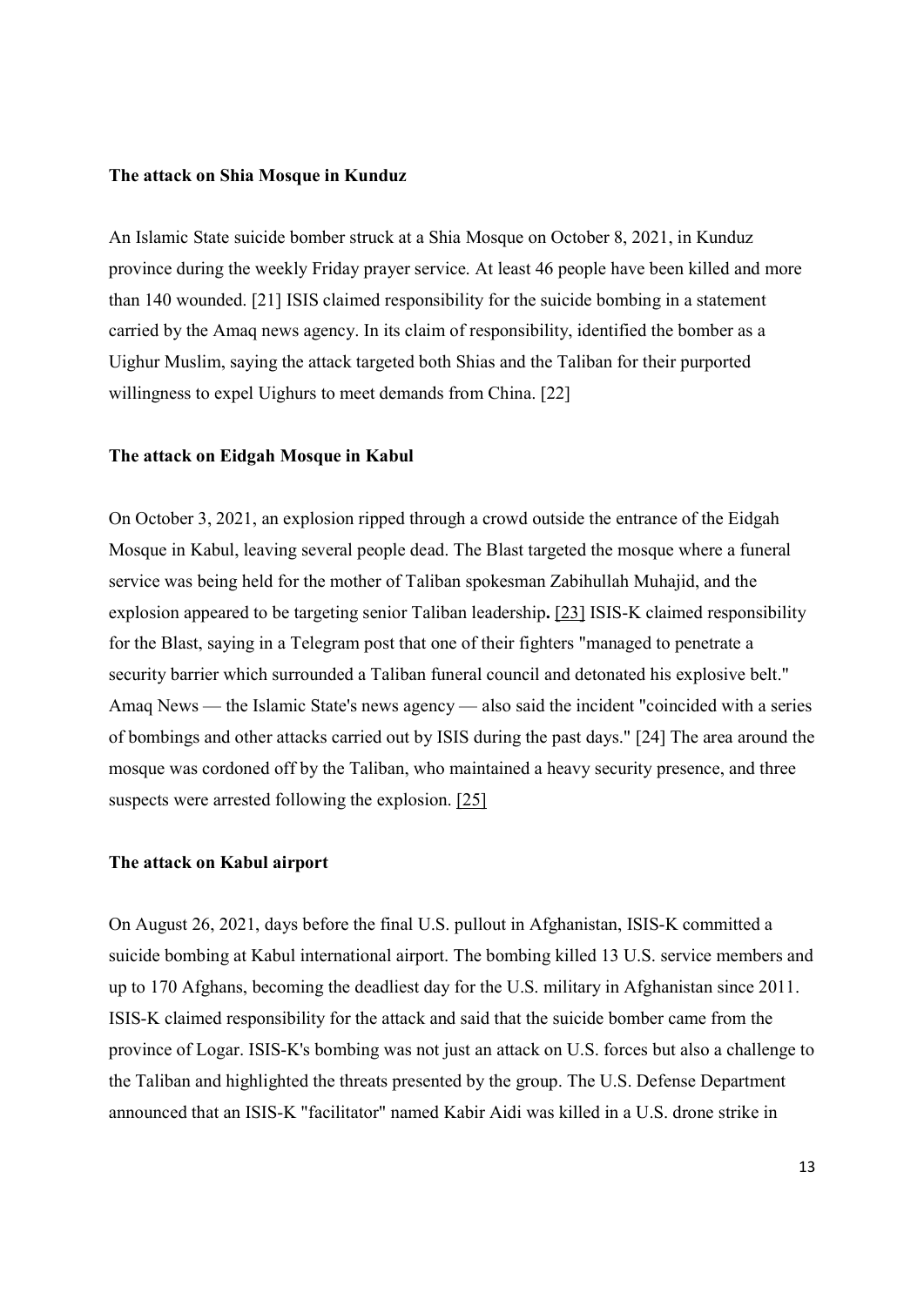**The attack on Shia Mosque in Kunduz**

An Islamic State suicide bomber struck at a Shia Mosque on October 8, 2021, in Kunduz province during the weekly Friday prayer service. At least 46 people have been killed and more than 140 wounded. [21] ISIS claimed responsibility for the suicide bombing in a statement carried by the Amaq news agency. In its claim of responsibility, identified the bomber as a Uighur Muslim, saying the attack targeted both Shias and the Taliban for their purported willingness to expel Uighurs to meet demands from China. [22]

**The attack on Eidgah Mosque in Kabul**

On October 3, 2021, an explosion ripped through a crowd outside the entrance of the Eidgah Mosque in Kabul, leaving several people dead. The Blast targeted the mosque where a funeral service was being held for the mother of Taliban spokesman Zabihullah Muhajid, and the explosion appeared to be targeting senior Taliban leadership**.** [23] ISIS-K claimed responsibility for the Blast, saying in a Telegram post that one of their fighters "managed to penetrate a security barrier which surrounded a Taliban funeral council and detonated his explosive belt." Amaq News — the Islamic State's news agency — also said the incident "coincided with a series of bombings and other attacks carried out by ISIS during the past days." [24] The area around the mosque was cordoned off by the Taliban, who maintained a heavy security presence, and three suspects were arrested following the explosion. [25]

**The attack on Kabul airport**

On August 26, 2021, days before the final U.S. pullout in Afghanistan, ISIS-K committed a suicide bombing at Kabul international airport. The bombing killed 13 U.S. service members and up to 170 Afghans, becoming the deadliest day for the U.S. military in Afghanistan since 2011. ISIS-K claimed responsibility for the attack and said that the suicide bomber came from the province of Logar. ISIS-K's bombing was not just an attack on U.S. forces but also a challenge to the Taliban and highlighted the threats presented by the group. The U.S. Defense Department announced that an ISIS-K "facilitator" named Kabir Aidi was killed in a U.S. drone strike in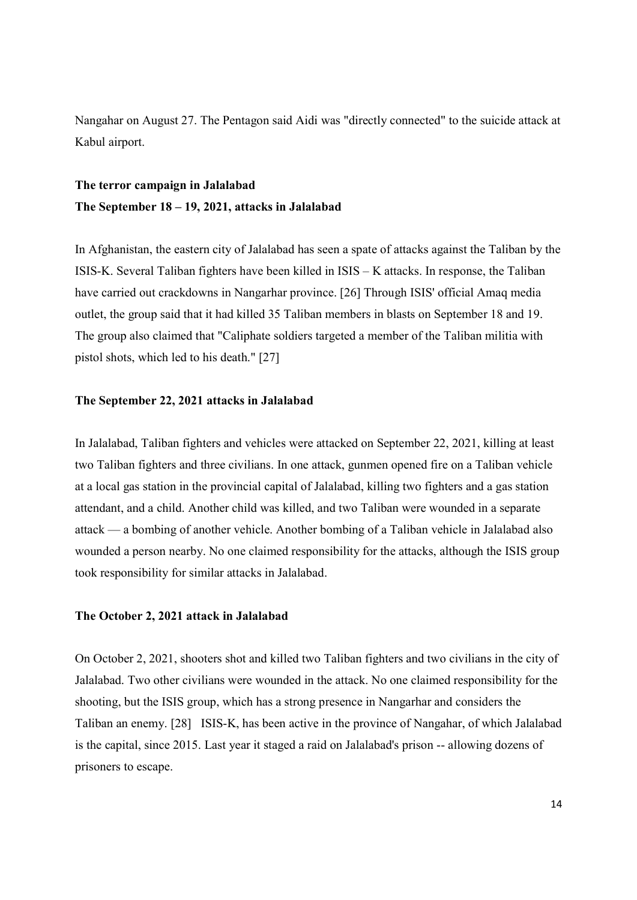Nangahar on August 27. The Pentagon said Aidi was "directly connected" to the suicide attack at Kabul airport.

**The terror campaign in Jalalabad**

**The September 18 – 19, 2021, attacks in Jalalabad**

In Afghanistan, the eastern city of Jalalabad has seen a spate of attacks against the Taliban by the ISIS-K. Several Taliban fighters have been killed in ISIS – K attacks. In response, the Taliban have carried out crackdowns in Nangarhar province. [26] Through ISIS' official Amaq media outlet, the group said that it had killed 35 Taliban members in blasts on September 18 and 19. The group also claimed that "Caliphate soldiers targeted a member of the Taliban militia with pistol shots, which led to his death." [27]

**The September 22, 2021 attacks in Jalalabad**

In Jalalabad, Taliban fighters and vehicles were attacked on September 22, 2021, killing at least two Taliban fighters and three civilians. In one attack, gunmen opened fire on a Taliban vehicle at a local gas station in the provincial capital of Jalalabad, killing two fighters and a gas station attendant, and a child. Another child was killed, and two Taliban were wounded in a separate attack — a bombing of another vehicle. Another bombing of a Taliban vehicle in Jalalabad also wounded a person nearby. No one claimed responsibility for the attacks, although the ISIS group took responsibility for similar attacks in Jalalabad.

**The October 2, 2021 attack in Jalalabad**

On October 2, 2021, shooters shot and killed two Taliban fighters and two civilians in the city of Jalalabad. Two other civilians were wounded in the attack. No one claimed responsibility for the shooting, but the ISIS group, which has a strong presence in Nangarhar and considers the Taliban an enemy. [28] ISIS-K, has been active in the province of Nangahar, of which Jalalabad is the capital, since 2015. Last year it staged a raid on Jalalabad's prison -- allowing dozens of prisoners to escape.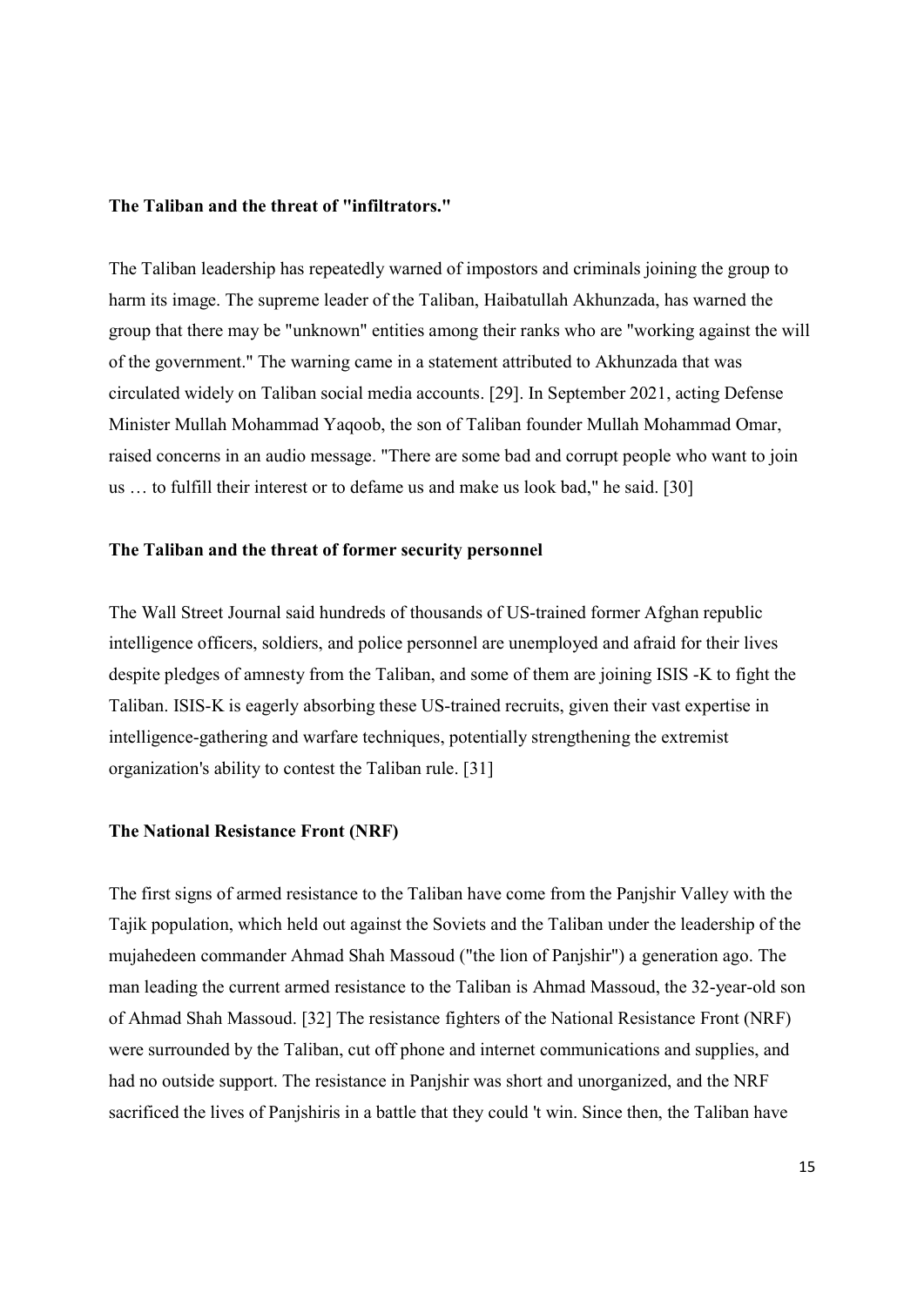### The Taliban and the threat of "infiltrators."

The Taliban leadership has repeatedly warned of impostors and criminals joining the group to harm its image. The supreme leader of the Taliban, Haibatullah Akhunzada, has warned the group that there may be "unknown" entities among their ranks who are "working against the will of the government." The warning came in a statement attributed to Akhunzada that was circulated widely on Taliban social media accounts. [29]. In September 2021, acting Defense Minister Mullah Mohammad Yaqoob, the son of Taliban founder Mullah Mohammad Omar, raised concerns in an audio message. "There are some bad and corrupt people who want to join us … to fulfill their interest or to defame us and make us look bad," he said. [30]

### The Taliban and the threat of former security personnel

The Wall Street Journal said hundreds of thousands of US-trained former Afghan republic intelligence officers, soldiers, and police personnel are unemployed and afraid for their lives despite pledges of amnesty from the Taliban, and some of them are joining ISIS -K to fight the Taliban. ISIS-K is eagerly absorbing these US-trained recruits, given their vast expertise in intelligence-gathering and warfare techniques, potentially strengthening the extremist organization's ability to contest the Taliban rule. [31]

### The National Resistance Front (NRF)

The first signs of armed resistance to the Taliban have come from the Panjshir Valley with the Tajik population, which held out against the Soviets and the Taliban under the leadership of the mujahedeen commander Ahmad Shah Massoud ("the lion of Panjshir") a generation ago. The man leading the current armed resistance to the Taliban is Ahmad Massoud, the 32-year-old son of Ahmad Shah Massoud. [32] The resistance fighters of the National Resistance Front (NRF) were surrounded by the Taliban, cut off phone and internet communications and supplies, and had no outside support. The resistance in Panjshir was short and unorganized, and the NRF sacrificed the lives of Panjshiris in a battle that they could 't win. Since then, the Taliban have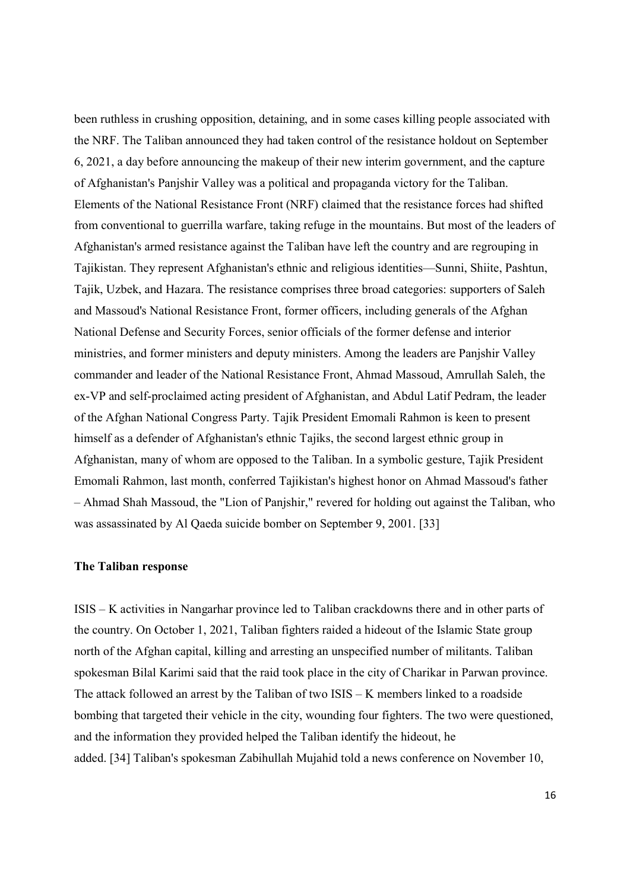been ruthless in crushing opposition, detaining, and in some cases killing people associated with the NRF. The Taliban announced they had taken control of the resistance holdout on September 6, 2021, a day before announcing the makeup of their new interim government, and the capture of Afghanistan's Panjshir Valley was a political and propaganda victory for the Taliban. Elements of the National Resistance Front (NRF) claimed that the resistance forces had shifted from conventional to guerrilla warfare, taking refuge in the mountains. But most of the leaders of Afghanistan's armed resistance against the Taliban have left the country and are regrouping in Tajikistan. They represent Afghanistan's ethnic and religious identities—Sunni, Shiite, Pashtun, Tajik, Uzbek, and Hazara. The resistance comprises three broad categories: supporters of Saleh and Massoud's National Resistance Front, former officers, including generals of the Afghan National Defense and Security Forces, senior officials of the former defense and interior ministries, and former ministers and deputy ministers. Among the leaders are Panjshir Valley commander and leader of the National Resistance Front, Ahmad Massoud, Amrullah Saleh, the ex-VP and self-proclaimed acting president of Afghanistan, and Abdul Latif Pedram, the leader of the Afghan National Congress Party. Tajik President Emomali Rahmon is keen to present himself as a defender of Afghanistan's ethnic Tajiks, the second largest ethnic group in Afghanistan, many of whom are opposed to the Taliban. In a symbolic gesture, Tajik President Emomali Rahmon, last month, conferred Tajikistan's highest honor on Ahmad Massoud's father – Ahmad Shah Massoud, the "Lion of Panjshir," revered for holding out against the Taliban, who was assassinated by Al Qaeda suicide bomber on September 9, 2001. [33]

**The Taliban response**

ISIS – K activities in Nangarhar province led to Taliban crackdowns there and in other parts of the country. On October 1, 2021, Taliban fighters raided a hideout of the Islamic State group north of the Afghan capital, killing and arresting an unspecified number of militants. Taliban spokesman Bilal Karimi said that the raid took place in the city of Charikar in Parwan province. The attack followed an arrest by the Taliban of two ISIS – K members linked to a roadside bombing that targeted their vehicle in the city, wounding four fighters. The two were questioned, and the information they provided helped the Taliban identify the hideout, he added. [34] Taliban's spokesman Zabihullah Mujahid told a news conference on November 10,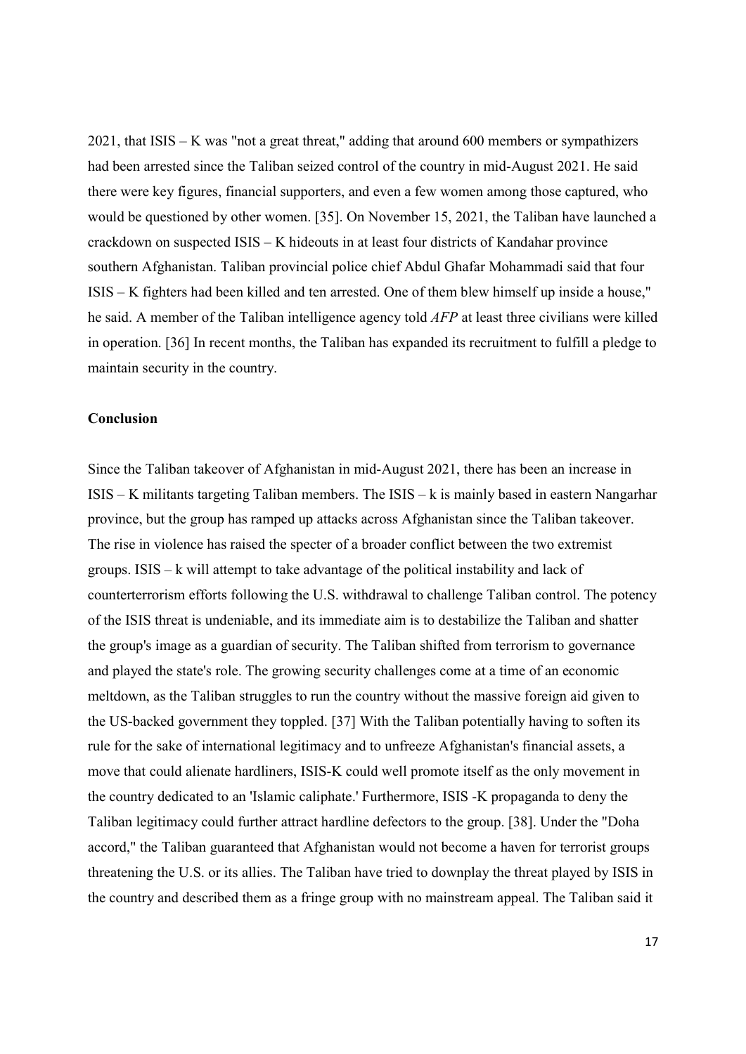2021, that ISIS – K was "not a great threat," adding that around 600 members or sympathizers had been arrested since the Taliban seized control of the country in mid-August 2021. He said there were key figures, financial supporters, and even a few women among those captured, who would be questioned by other women. [35]. On November 15, 2021, the Taliban have launched a crackdown on suspected ISIS – K hideouts in at least four districts of Kandahar province southern Afghanistan. Taliban provincial police chief Abdul Ghafar Mohammadi said that four ISIS – K fighters had been killed and ten arrested. One of them blew himself up inside a house," he said. A member of the Taliban intelligence agency told *AFP* at least three civilians were killed in operation. [36] In recent months, the Taliban has expanded its recruitment to fulfill a pledge to maintain security in the country.

**Conclusion**

Since the Taliban takeover of Afghanistan in mid-August 2021, there has been an increase in ISIS – K militants targeting Taliban members. The ISIS – k is mainly based in eastern Nangarhar province, but the group has ramped up attacks across Afghanistan since the Taliban takeover. The rise in violence has raised the specter of a broader conflict between the two extremist groups. ISIS – k will attempt to take advantage of the political instability and lack of counterterrorism efforts following the U.S. withdrawal to challenge Taliban control. The potency of the ISIS threat is undeniable, and its immediate aim is to destabilize the Taliban and shatter the group's image as a guardian of security. The Taliban shifted from terrorism to governance and played the state's role. The growing security challenges come at a time of an economic meltdown, as the Taliban struggles to run the country without the massive foreign aid given to the US-backed government they toppled. [37] With the Taliban potentially having to soften its rule for the sake of international legitimacy and to unfreeze Afghanistan's financial assets, a move that could alienate hardliners, ISIS-K could well promote itself as the only movement in the country dedicated to an 'Islamic caliphate.' Furthermore, ISIS -K propaganda to deny the Taliban legitimacy could further attract hardline defectors to the group. [38]. Under the "Doha accord," the Taliban guaranteed that Afghanistan would not become a haven for terrorist groups threatening the U.S. or its allies. The Taliban have tried to downplay the threat played by ISIS in the country and described them as a fringe group with no mainstream appeal. The Taliban said it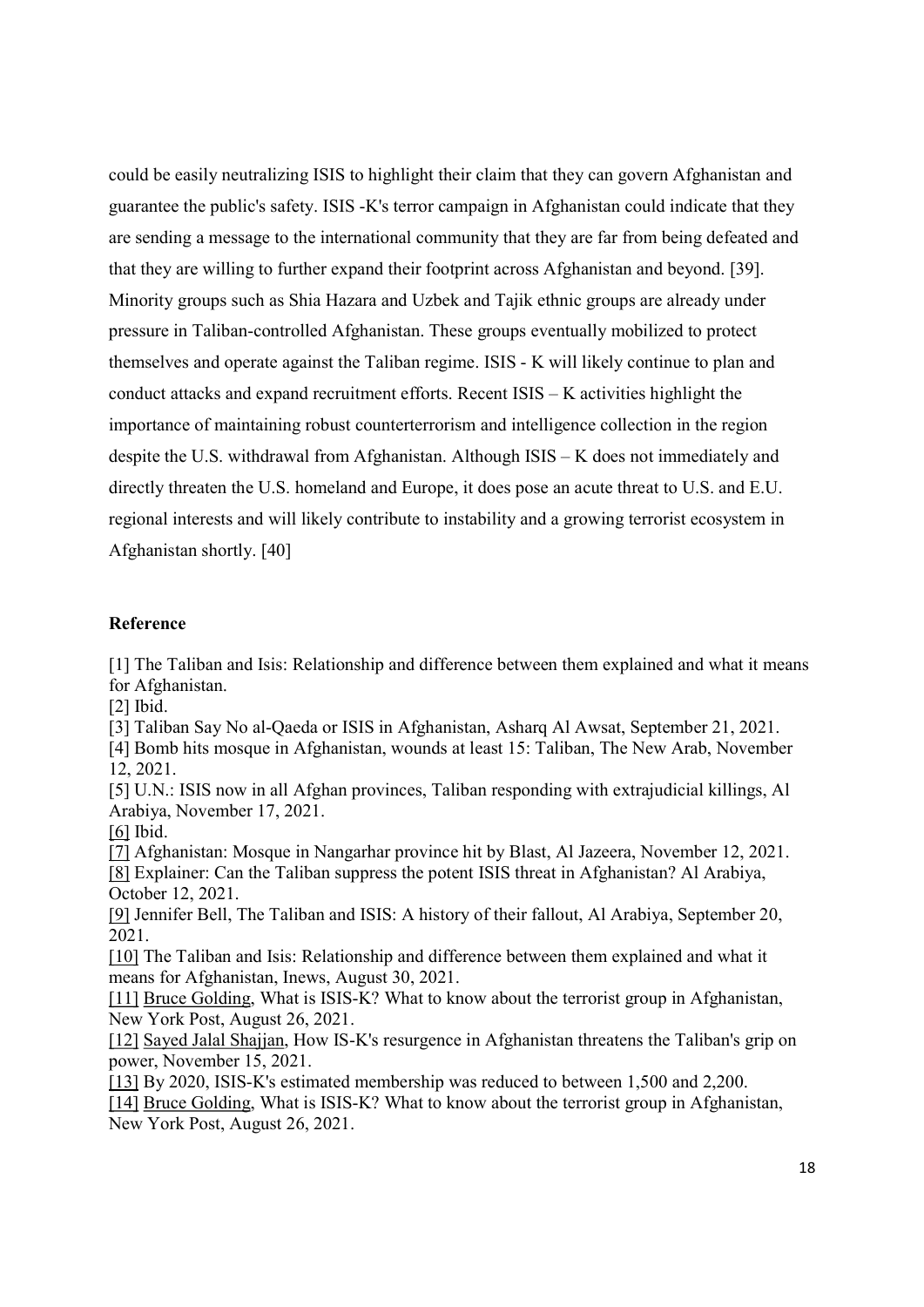could be easily neutralizing ISIS to highlight their claim that they can govern Afghanistan and guarantee the public's safety. ISIS -K's terror campaign in Afghanistan could indicate that they are sending a message to the international community that they are far from being defeated and that they are willing to further expand their footprint across Afghanistan and beyond. [39]. Minority groups such as Shia Hazara and Uzbek and Tajik ethnic groups are already under pressure in Taliban-controlled Afghanistan. These groups eventually mobilized to protect themselves and operate against the Taliban regime. ISIS - K will likely continue to plan and conduct attacks and expand recruitment efforts. Recent ISIS – K activities highlight the importance of maintaining robust counterterrorism and intelligence collection in the region despite the U.S. withdrawal from Afghanistan. Although ISIS – K does not immediately and directly threaten the U.S. homeland and Europe, it does pose an acute threat to U.S. and E.U. regional interests and will likely contribute to instability and a growing terrorist ecosystem in Afghanistan shortly. [40]

## Reference

[1] The Taliban and Isis: Relationship and difference between them explained and what it means for Afghanistan.

[2] Ibid.

[3] Taliban Say No al-Qaeda or ISIS in Afghanistan, Asharq Al Awsat, September 21, 2021.

[4] Bomb hits mosque in Afghanistan, wounds at least 15: Taliban, The New Arab, November 12, 2021.

[5] U.N.: ISIS now in all Afghan provinces, Taliban responding with extrajudicial killings, Al Arabiya, November 17, 2021.

[6] Ibid.

[7] Afghanistan: Mosque in Nangarhar province hit by Blast, Al Jazeera, November 12, 2021.

[8] Explainer: Can the Taliban suppress the potent ISIS threat in Afghanistan? Al Arabiya, October 12, 2021.

[9] Jennifer Bell, The Taliban and ISIS: A history of their fallout, Al Arabiya, September 20, 2021.

[10] The Taliban and Isis: Relationship and difference between them explained and what it means for Afghanistan, Inews, August 30, 2021.

[11] Bruce Golding, What is ISIS-K? What to know about the terrorist group in Afghanistan, New York Post, August 26, 2021.

[12] Sayed Jalal Shajjan, How IS-K's resurgence in Afghanistan threatens the Taliban's grip on power, November 15, 2021.

[13] By 2020, ISIS-K's estimated membership was reduced to between 1,500 and 2,200.

[14] Bruce Golding, What is ISIS-K? What to know about the terrorist group in Afghanistan, New York Post, August 26, 2021.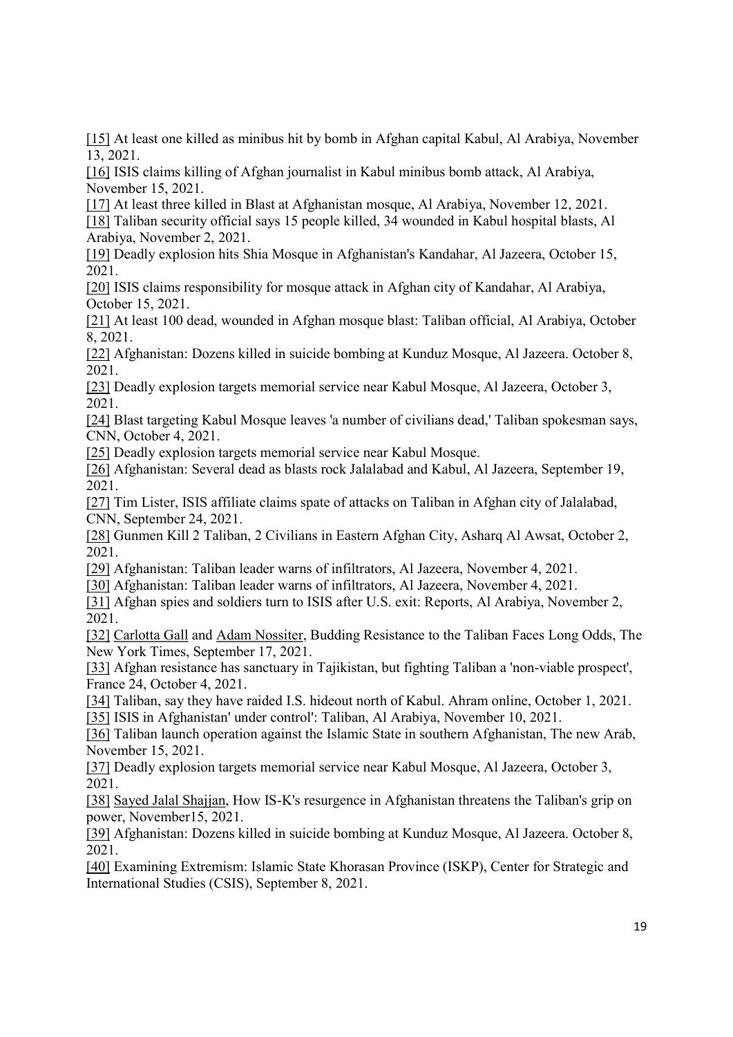[15] At least one killed as minibus hit by bomb in Afghan capital Kabul, Al Arabiya, November 13, 2021.

[16] ISIS claims killing of Afghan journalist in Kabul minibus bomb attack, Al Arabiya, November 15, 2021.

[17] At least three killed in Blast at Afghanistan mosque, Al Arabiya, November 12, 2021.

[18] Taliban security official says 15 people killed, 34 wounded in Kabul hospital blasts, Al Arabiya, November 2, 2021.

[19] Deadly explosion hits Shia Mosque in Afghanistan's Kandahar, Al Jazeera, October 15, 2021.

[20] ISIS claims responsibility for mosque attack in Afghan city of Kandahar, Al Arabiya, October 15, 2021.

[21] At least 100 dead, wounded in Afghan mosque blast: Taliban official, Al Arabiya, October 8, 2021.

[22] Afghanistan: Dozens killed in suicide bombing at Kunduz Mosque, Al Jazeera. October 8, 2021.

[23] Deadly explosion targets memorial service near Kabul Mosque, Al Jazeera, October 3, 2021.

[24] Blast targeting Kabul Mosque leaves 'a number of civilians dead,' Taliban spokesman says, CNN, October 4, 2021.

[25] Deadly explosion targets memorial service near Kabul Mosque.

[26] Afghanistan: Several dead as blasts rock Jalalabad and Kabul, Al Jazeera, September 19, 2021.

[27] Tim Lister, ISIS affiliate claims spate of attacks on Taliban in Afghan city of Jalalabad, CNN, September 24, 2021.

[28] Gunmen Kill 2 Taliban, 2 Civilians in Eastern Afghan City, Asharq Al Awsat, October 2, 2021.

[29] Afghanistan: Taliban leader warns of infiltrators, Al Jazeera, November 4, 2021.

[30] Afghanistan: Taliban leader warns of infiltrators, Al Jazeera, November 4, 2021.

[31] Afghan spies and soldiers turn to ISIS after U.S. exit: Reports, Al Arabiya, November 2, 2021.

[32] Carlotta Gall and Adam Nossiter, Budding Resistance to the Taliban Faces Long Odds, The New York Times, September 17, 2021.

[33] Afghan resistance has sanctuary in Tajikistan, but fighting Taliban a 'non-viable prospect', France 24, October 4, 2021.

[34] Taliban, say they have raided I.S. hideout north of Kabul. Ahram online, October 1, 2021.

[35] ISIS in Afghanistan' under control': Taliban, Al Arabiya, November 10, 2021.

[36] Taliban launch operation against the Islamic State in southern Afghanistan, The new Arab, November 15, 2021.

[37] Deadly explosion targets memorial service near Kabul Mosque, Al Jazeera, October 3, 2021.

[38] Sayed Jalal Shajjan, How IS-K's resurgence in Afghanistan threatens the Taliban's grip on power, November15, 2021.

[39] Afghanistan: Dozens killed in suicide bombing at Kunduz Mosque, Al Jazeera. October 8, 2021.

[40] Examining Extremism: Islamic State Khorasan Province (ISKP), Center for Strategic and International Studies (CSIS), September 8, 2021.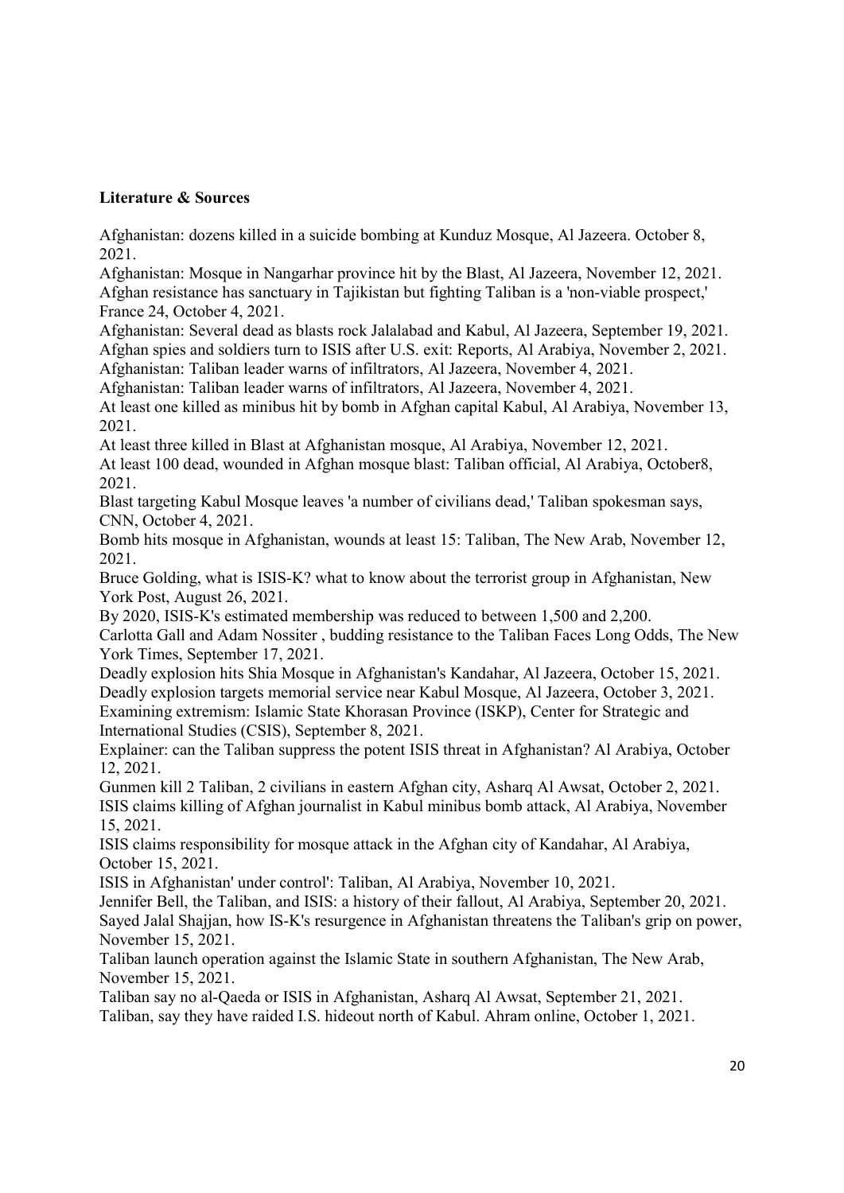**Literature & Sources**

Afghanistan: dozens killed in a suicide bombing at Kunduz Mosque, Al Jazeera. October 8, 2021.

Afghanistan: Mosque in Nangarhar province hit by the Blast, Al Jazeera, November 12, 2021.

Afghan resistance has sanctuary in Tajikistan but fighting Taliban is a 'non-viable prospect,' France 24, October 4, 2021.

Afghanistan: Several dead as blasts rock Jalalabad and Kabul, Al Jazeera, September 19, 2021.

Afghan spies and soldiers turn to ISIS after U.S. exit: Reports, Al Arabiya, November 2, 2021.

Afghanistan: Taliban leader warns of infiltrators, Al Jazeera, November 4, 2021.

Afghanistan: Taliban leader warns of infiltrators, Al Jazeera, November 4, 2021.

At least one killed as minibus hit by bomb in Afghan capital Kabul, Al Arabiya, November 13, 2021.

At least three killed in Blast at Afghanistan mosque, Al Arabiya, November 12, 2021.

At least 100 dead, wounded in Afghan mosque blast: Taliban official, Al Arabiya, October8, 2021.

Blast targeting Kabul Mosque leaves 'a number of civilians dead,' Taliban spokesman says, CNN, October 4, 2021.

Bomb hits mosque in Afghanistan, wounds at least 15: Taliban, The New Arab, November 12, 2021.

Bruce Golding, what is ISIS-K? what to know about the terrorist group in Afghanistan, New York Post, August 26, 2021.

By 2020, ISIS-K's estimated membership was reduced to between 1,500 and 2,200.

Carlotta Gall and Adam Nossiter , budding resistance to the Taliban Faces Long Odds, The New York Times, September 17, 2021.

Deadly explosion hits Shia Mosque in Afghanistan's Kandahar, Al Jazeera, October 15, 2021.

Deadly explosion targets memorial service near Kabul Mosque, Al Jazeera, October 3, 2021.

Examining extremism: Islamic State Khorasan Province (ISKP), Center for Strategic and International Studies (CSIS), September 8, 2021.

Explainer: can the Taliban suppress the potent ISIS threat in Afghanistan? Al Arabiya, October 12, 2021.

Gunmen kill 2 Taliban, 2 civilians in eastern Afghan city, Asharq Al Awsat, October 2, 2021.

ISIS claims killing of Afghan journalist in Kabul minibus bomb attack, Al Arabiya, November 15, 2021.

ISIS claims responsibility for mosque attack in the Afghan city of Kandahar, Al Arabiya, October 15, 2021.

ISIS in Afghanistan' under control': Taliban, Al Arabiya, November 10, 2021.

Jennifer Bell, the Taliban, and ISIS: a history of their fallout, Al Arabiya, September 20, 2021.

Sayed Jalal Shajjan, how IS-K's resurgence in Afghanistan threatens the Taliban's grip on power, November 15, 2021.

Taliban launch operation against the Islamic State in southern Afghanistan, The New Arab, November 15, 2021.

Taliban say no al-Qaeda or ISIS in Afghanistan, Asharq Al Awsat, September 21, 2021.

Taliban, say they have raided I.S. hideout north of Kabul. Ahram online, October 1, 2021.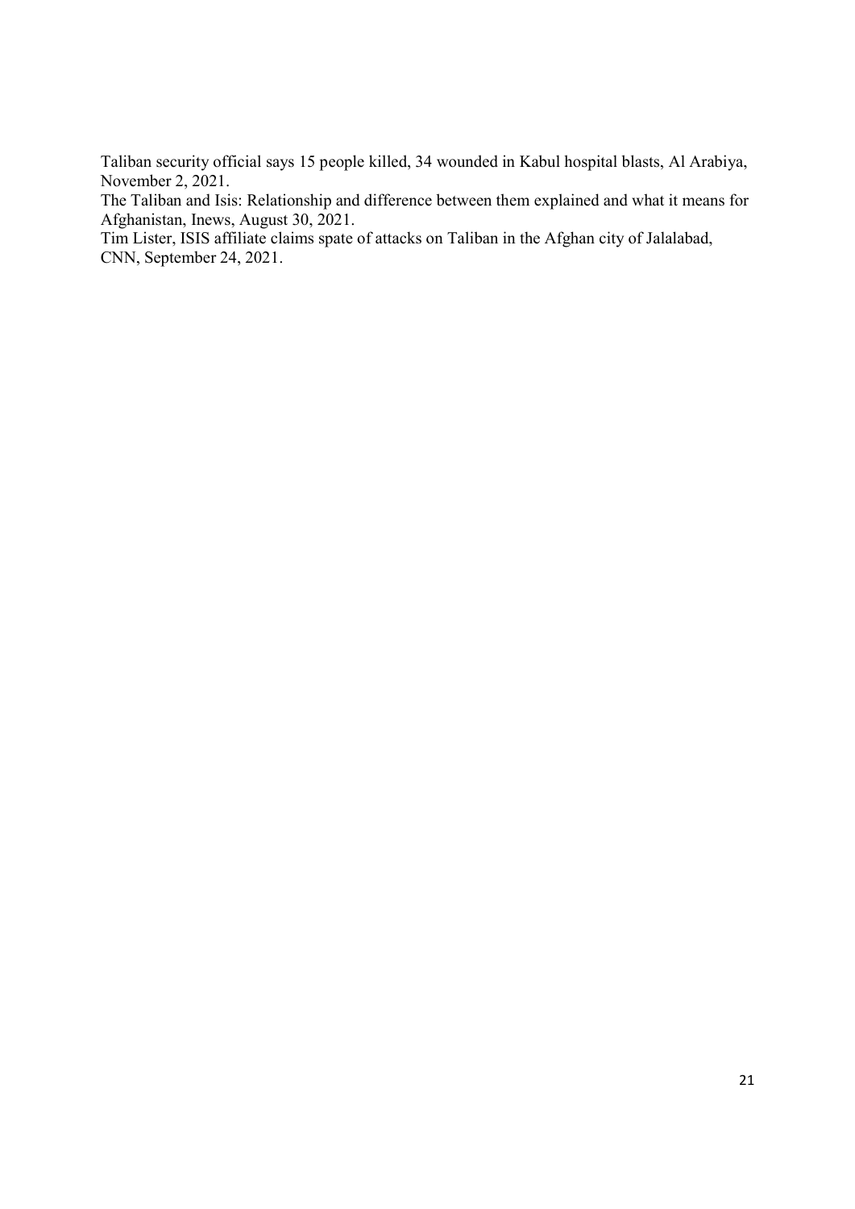Taliban security official says 15 people killed, 34 wounded in Kabul hospital blasts, Al Arabiya, November 2, 2021.

The Taliban and Isis: Relationship and difference between them explained and what it means for Afghanistan, Inews, August 30, 2021.

Tim Lister, ISIS affiliate claims spate of attacks on Taliban in the Afghan city of Jalalabad, CNN, September 24, 2021.